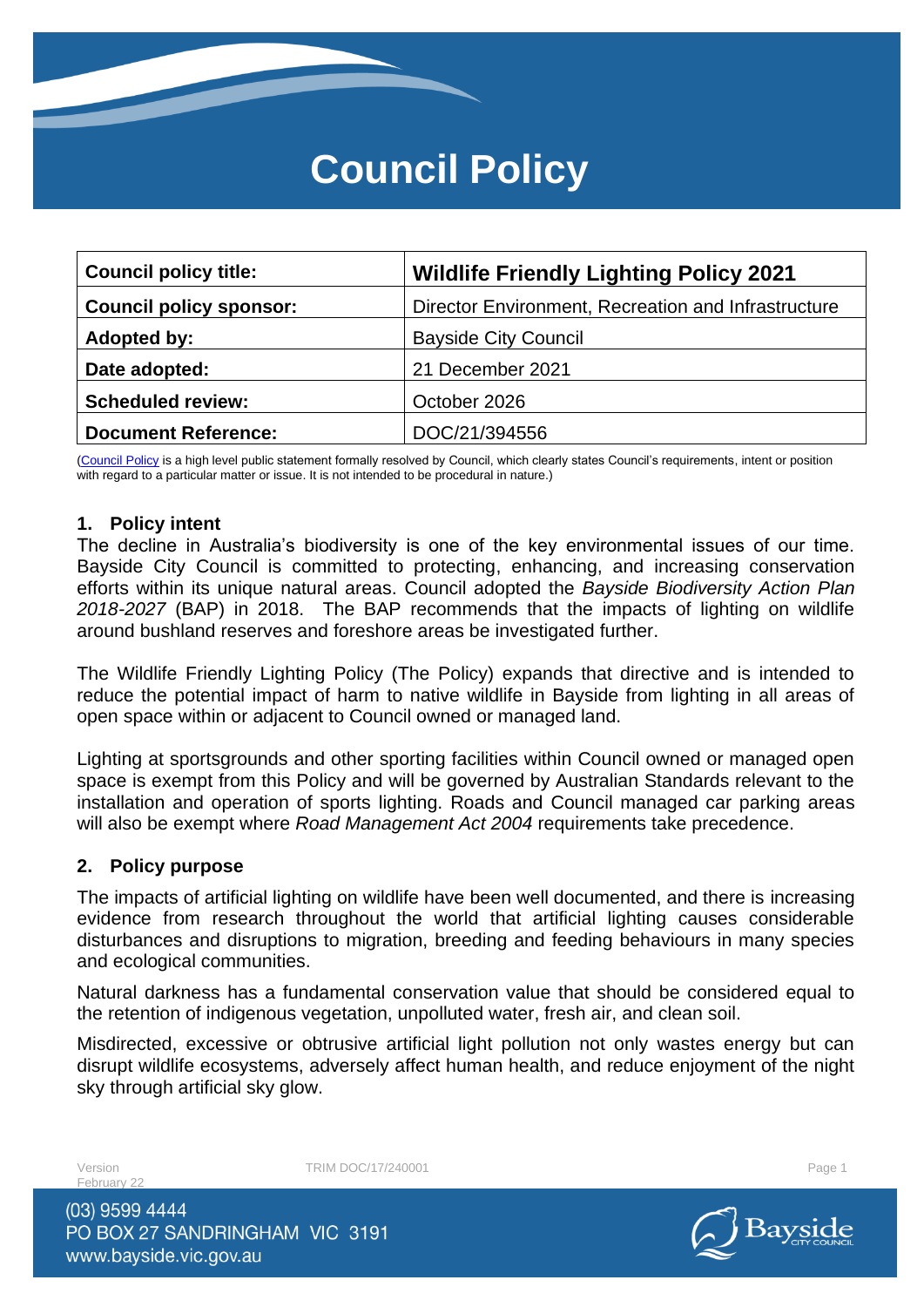# Council Policy

| Council policy title: | Wildlife Friendly Lighting Policy 2021 |
| --- | --- |
| Council policy sponsor: | Director Environment, Recreation and Infrastructure |
| Adopted by: | Bayside City Council |
| Date adopted: | 21 December 2021 |
| Scheduled review: | October 2026 |
| Document Reference: | DOC/21/394556 |

(Council Policy is a high level public statement formally resolved by Council, which clearly states Council's requirements, intent or position with regard to a particular matter or issue. It is not intended to be procedural in nature.)

## 1. Policy intent

The decline in Australia's biodiversity is one of the key environmental issues of our time. Bayside City Council is committed to protecting, enhancing, and increasing conservation efforts within its unique natural areas. Council adopted the *Bayside Biodiversity Action Plan 2018-2027* (BAP) in 2018. The BAP recommends that the impacts of lighting on wildlife around bushland reserves and foreshore areas be investigated further.

The Wildlife Friendly Lighting Policy (The Policy) expands that directive and is intended to reduce the potential impact of harm to native wildlife in Bayside from lighting in all areas of open space within or adjacent to Council owned or managed land.

Lighting at sportsgrounds and other sporting facilities within Council owned or managed open space is exempt from this Policy and will be governed by Australian Standards relevant to the installation and operation of sports lighting. Roads and Council managed car parking areas will also be exempt where *Road Management Act 2004* requirements take precedence.

## 2. Policy purpose

The impacts of artificial lighting on wildlife have been well documented, and there is increasing evidence from research throughout the world that artificial lighting causes considerable disturbances and disruptions to migration, breeding and feeding behaviours in many species and ecological communities.

Natural darkness has a fundamental conservation value that should be considered equal to the retention of indigenous vegetation, unpolluted water, fresh air, and clean soil.

Misdirected, excessive or obtrusive artificial light pollution not only wastes energy but can disrupt wildlife ecosystems, adversely affect human health, and reduce enjoyment of the night sky through artificial sky glow.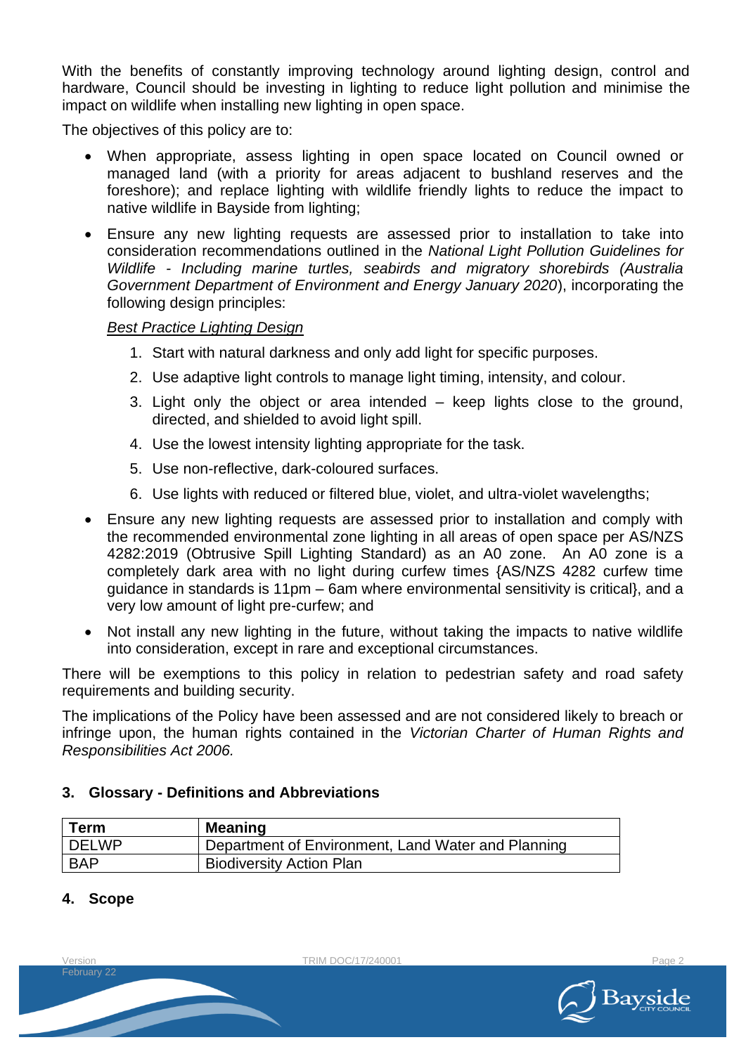With the benefits of constantly improving technology around lighting design, control and hardware, Council should be investing in lighting to reduce light pollution and minimise the impact on wildlife when installing new lighting in open space.

The objectives of this policy are to:

- When appropriate, assess lighting in open space located on Council owned or managed land (with a priority for areas adjacent to bushland reserves and the foreshore); and replace lighting with wildlife friendly lights to reduce the impact to native wildlife in Bayside from lighting;
- Ensure any new lighting requests are assessed prior to installation to take into consideration recommendations outlined in the *National Light Pollution Guidelines for Wildlife - Including marine turtles, seabirds and migratory shorebirds (Australia Government Department of Environment and Energy January 2020*), incorporating the following design principles:

  <u>*Best Practice Lighting Design*</u>

  1. Start with natural darkness and only add light for specific purposes.
  2. Use adaptive light controls to manage light timing, intensity, and colour.
  3. Light only the object or area intended – keep lights close to the ground, directed, and shielded to avoid light spill.
  4. Use the lowest intensity lighting appropriate for the task.
  5. Use non-reflective, dark-coloured surfaces.
  6. Use lights with reduced or filtered blue, violet, and ultra-violet wavelengths;
- Ensure any new lighting requests are assessed prior to installation and comply with the recommended environmental zone lighting in all areas of open space per AS/NZS 4282:2019 (Obtrusive Spill Lighting Standard) as an A0 zone. An A0 zone is a completely dark area with no light during curfew times {AS/NZS 4282 curfew time guidance in standards is 11pm – 6am where environmental sensitivity is critical}, and a very low amount of light pre-curfew; and
- Not install any new lighting in the future, without taking the impacts to native wildlife into consideration, except in rare and exceptional circumstances.

There will be exemptions to this policy in relation to pedestrian safety and road safety requirements and building security.

The implications of the Policy have been assessed and are not considered likely to breach or infringe upon, the human rights contained in the *Victorian Charter of Human Rights and Responsibilities Act 2006.*

## 3. Glossary - Definitions and Abbreviations

| Term | Meaning |
|---|---|
| DELWP | Department of Environment, Land Water and Planning |
| BAP | Biodiversity Action Plan |

## 4. Scope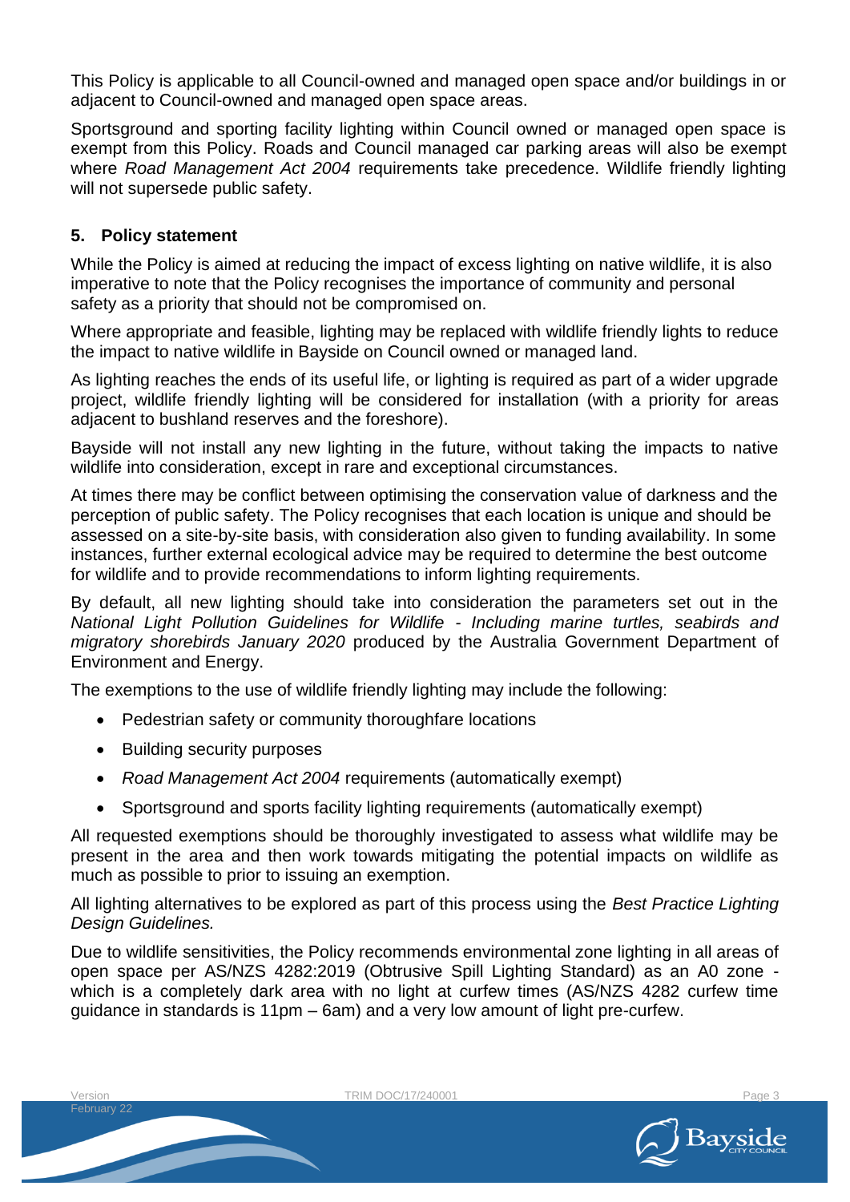This Policy is applicable to all Council-owned and managed open space and/or buildings in or adjacent to Council-owned and managed open space areas.

Sportsground and sporting facility lighting within Council owned or managed open space is exempt from this Policy. Roads and Council managed car parking areas will also be exempt where *Road Management Act 2004* requirements take precedence. Wildlife friendly lighting will not supersede public safety.

## 5. Policy statement

While the Policy is aimed at reducing the impact of excess lighting on native wildlife, it is also imperative to note that the Policy recognises the importance of community and personal safety as a priority that should not be compromised on.

Where appropriate and feasible, lighting may be replaced with wildlife friendly lights to reduce the impact to native wildlife in Bayside on Council owned or managed land.

As lighting reaches the ends of its useful life, or lighting is required as part of a wider upgrade project, wildlife friendly lighting will be considered for installation (with a priority for areas adjacent to bushland reserves and the foreshore).

Bayside will not install any new lighting in the future, without taking the impacts to native wildlife into consideration, except in rare and exceptional circumstances.

At times there may be conflict between optimising the conservation value of darkness and the perception of public safety. The Policy recognises that each location is unique and should be assessed on a site-by-site basis, with consideration also given to funding availability. In some instances, further external ecological advice may be required to determine the best outcome for wildlife and to provide recommendations to inform lighting requirements.

By default, all new lighting should take into consideration the parameters set out in the *National Light Pollution Guidelines for Wildlife - Including marine turtles, seabirds and migratory shorebirds January 2020* produced by the Australia Government Department of Environment and Energy.

The exemptions to the use of wildlife friendly lighting may include the following:

- Pedestrian safety or community thoroughfare locations
- Building security purposes
- *Road Management Act 2004* requirements (automatically exempt)
- Sportsground and sports facility lighting requirements (automatically exempt)

All requested exemptions should be thoroughly investigated to assess what wildlife may be present in the area and then work towards mitigating the potential impacts on wildlife as much as possible to prior to issuing an exemption.

All lighting alternatives to be explored as part of this process using the *Best Practice Lighting Design Guidelines.*

Due to wildlife sensitivities, the Policy recommends environmental zone lighting in all areas of open space per AS/NZS 4282:2019 (Obtrusive Spill Lighting Standard) as an A0 zone - which is a completely dark area with no light at curfew times (AS/NZS 4282 curfew time guidance in standards is 11pm – 6am) and a very low amount of light pre-curfew.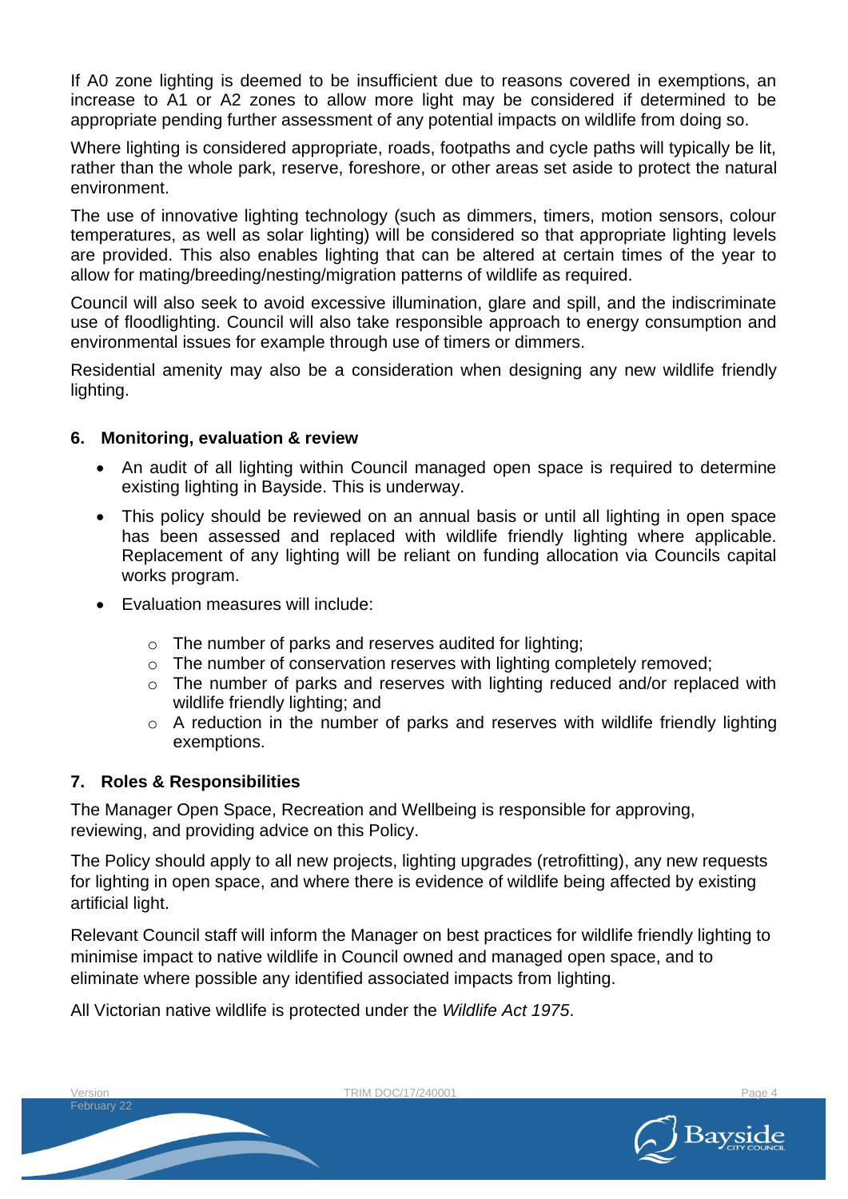If A0 zone lighting is deemed to be insufficient due to reasons covered in exemptions, an increase to A1 or A2 zones to allow more light may be considered if determined to be appropriate pending further assessment of any potential impacts on wildlife from doing so.

Where lighting is considered appropriate, roads, footpaths and cycle paths will typically be lit, rather than the whole park, reserve, foreshore, or other areas set aside to protect the natural environment.

The use of innovative lighting technology (such as dimmers, timers, motion sensors, colour temperatures, as well as solar lighting) will be considered so that appropriate lighting levels are provided. This also enables lighting that can be altered at certain times of the year to allow for mating/breeding/nesting/migration patterns of wildlife as required.

Council will also seek to avoid excessive illumination, glare and spill, and the indiscriminate use of floodlighting. Council will also take responsible approach to energy consumption and environmental issues for example through use of timers or dimmers.

Residential amenity may also be a consideration when designing any new wildlife friendly lighting.

## 6. Monitoring, evaluation & review

- An audit of all lighting within Council managed open space is required to determine existing lighting in Bayside. This is underway.
- This policy should be reviewed on an annual basis or until all lighting in open space has been assessed and replaced with wildlife friendly lighting where applicable. Replacement of any lighting will be reliant on funding allocation via Councils capital works program.
- Evaluation measures will include:
  - The number of parks and reserves audited for lighting;
  - The number of conservation reserves with lighting completely removed;
  - The number of parks and reserves with lighting reduced and/or replaced with wildlife friendly lighting; and
  - A reduction in the number of parks and reserves with wildlife friendly lighting exemptions.

## 7. Roles & Responsibilities

The Manager Open Space, Recreation and Wellbeing is responsible for approving, reviewing, and providing advice on this Policy.

The Policy should apply to all new projects, lighting upgrades (retrofitting), any new requests for lighting in open space, and where there is evidence of wildlife being affected by existing artificial light.

Relevant Council staff will inform the Manager on best practices for wildlife friendly lighting to minimise impact to native wildlife in Council owned and managed open space, and to eliminate where possible any identified associated impacts from lighting.

All Victorian native wildlife is protected under the *Wildlife Act 1975*.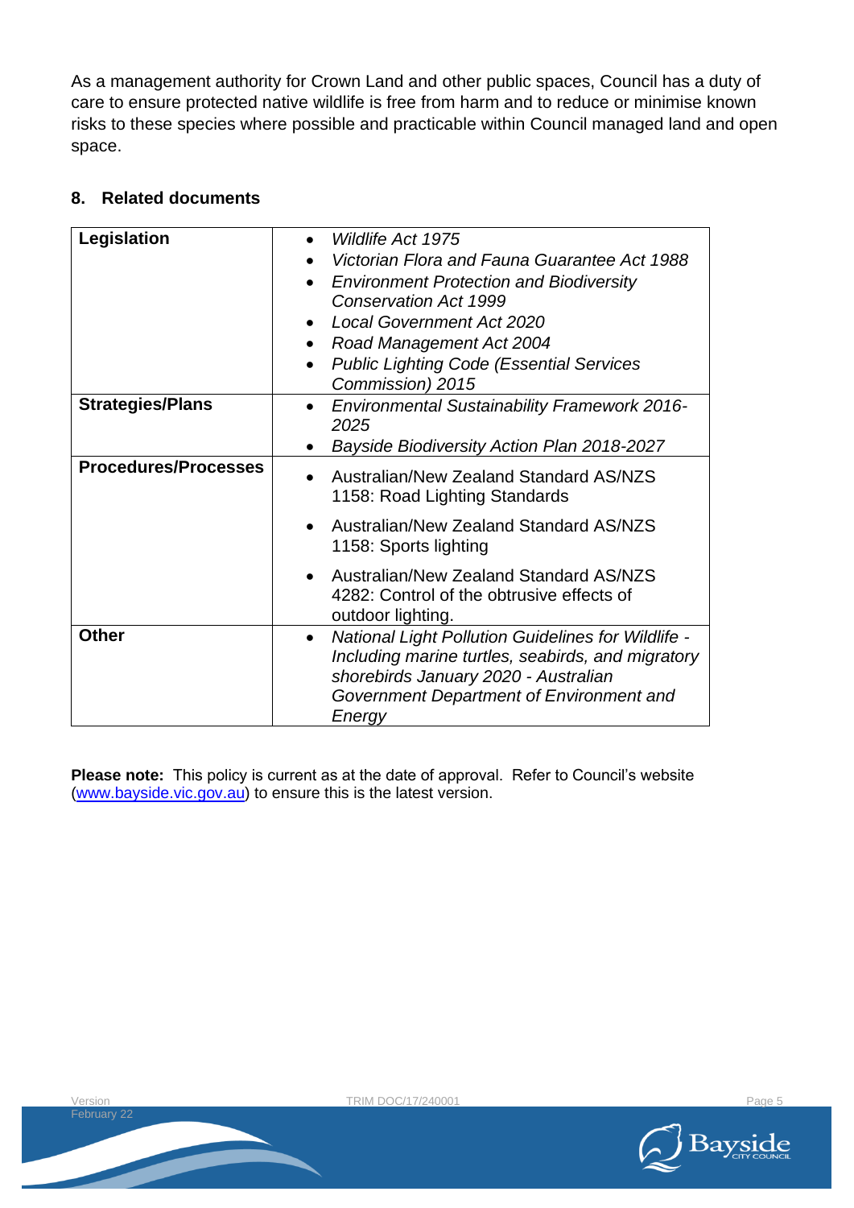As a management authority for Crown Land and other public spaces, Council has a duty of care to ensure protected native wildlife is free from harm and to reduce or minimise known risks to these species where possible and practicable within Council managed land and open space.

## 8. Related documents

| | |
|---|---|
| **Legislation** | • *Wildlife Act 1975*<br>• *Victorian Flora and Fauna Guarantee Act 1988*<br>• *Environment Protection and Biodiversity Conservation Act 1999*<br>• *Local Government Act 2020*<br>• *Road Management Act 2004*<br>• *Public Lighting Code (Essential Services Commission) 2015* |
| **Strategies/Plans** | • *Environmental Sustainability Framework 2016-2025*<br>• *Bayside Biodiversity Action Plan 2018-2027* |
| **Procedures/Processes** | • Australian/New Zealand Standard AS/NZS 1158: Road Lighting Standards<br>• Australian/New Zealand Standard AS/NZS 1158: Sports lighting<br>• Australian/New Zealand Standard AS/NZS 4282: Control of the obtrusive effects of outdoor lighting. |
| **Other** | • *National Light Pollution Guidelines for Wildlife - Including marine turtles, seabirds, and migratory shorebirds January 2020 - Australian Government Department of Environment and Energy* |

**Please note:** This policy is current as at the date of approval. Refer to Council's website (www.bayside.vic.gov.au) to ensure this is the latest version.